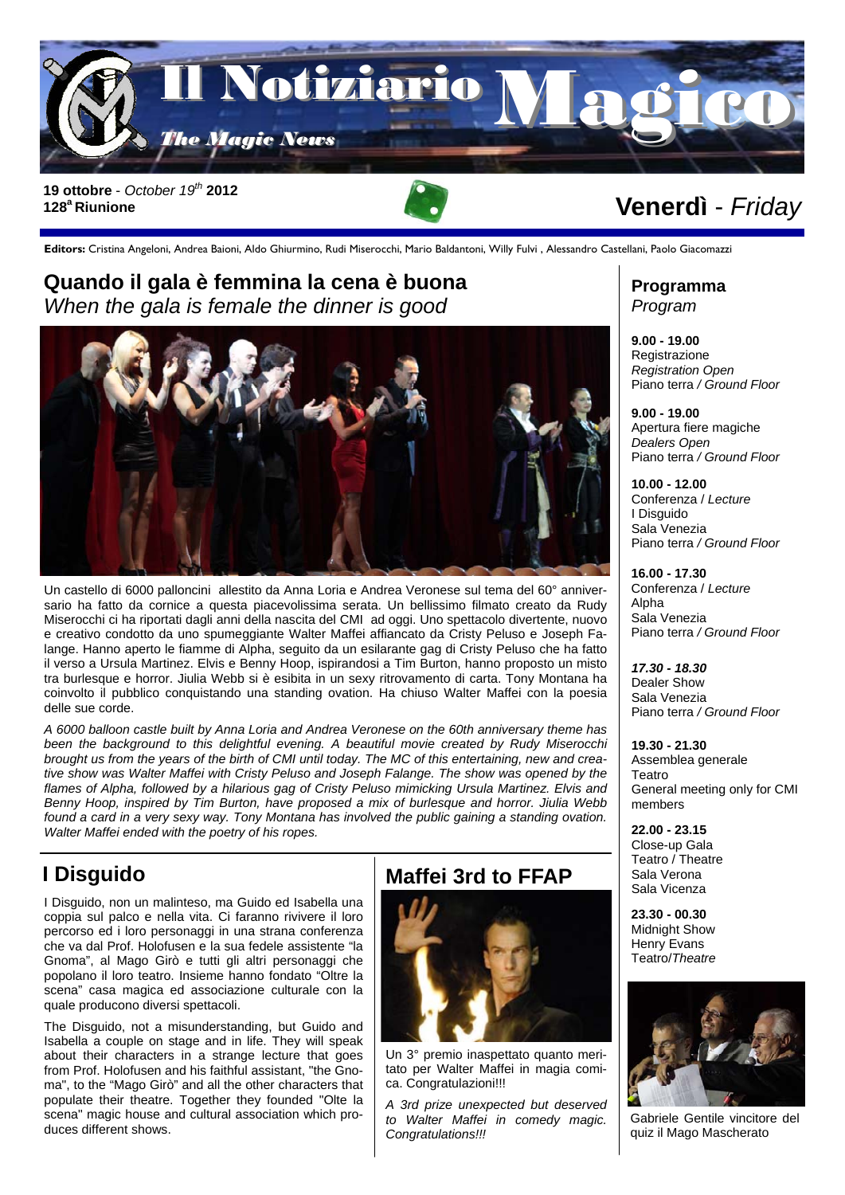# Il Notiziario Magico

*The Magic News*

**19 ottobre** - *October 19th* **2012**
**128a Riunione**

**Venerdì** - *Friday*

**Editors:** Cristina Angeloni, Andrea Baioni, Aldo Ghiurmino, Rudi Miserocchi, Mario Baldantoni, Willy Fulvi , Alessandro Castellani, Paolo Giacomazzi

## Quando il gala è femmina la cena è buona
*When the gala is female the dinner is good*

Un castello di 6000 palloncini allestito da Anna Loria e Andrea Veronese sul tema del 60° anniversario ha fatto da cornice a questa piacevolissima serata. Un bellissimo filmato creato da Rudy Miserocchi ci ha riportati dagli anni della nascita del CMI ad oggi. Uno spettacolo divertente, nuovo e creativo condotto da uno spumeggiante Walter Maffei affiancato da Cristy Peluso e Joseph Falange. Hanno aperto le fiamme di Alpha, seguito da un esilarante gag di Cristy Peluso che ha fatto il verso a Ursula Martinez. Elvis e Benny Hoop, ispirandosi a Tim Burton, hanno proposto un misto tra burlesque e horror. Jiulia Webb si è esibita in un sexy ritrovamento di carta. Tony Montana ha coinvolto il pubblico conquistando una standing ovation. Ha chiuso Walter Maffei con la poesia delle sue corde.

*A 6000 balloon castle built by Anna Loria and Andrea Veronese on the 60th anniversary theme has been the background to this delightful evening. A beautiful movie created by Rudy Miserocchi brought us from the years of the birth of CMI until today. The MC of this entertaining, new and creative show was Walter Maffei with Cristy Peluso and Joseph Falange. The show was opened by the flames of Alpha, followed by a hilarious gag of Cristy Peluso mimicking Ursula Martinez. Elvis and Benny Hoop, inspired by Tim Burton, have proposed a mix of burlesque and horror. Jiulia Webb found a card in a very sexy way. Tony Montana has involved the public gaining a standing ovation. Walter Maffei ended with the poetry of his ropes.*

## I Disguido

I Disguido, non un malinteso, ma Guido ed Isabella una coppia sul palco e nella vita. Ci faranno rivivere il loro percorso ed i loro personaggi in una strana conferenza che va dal Prof. Holofusen e la sua fedele assistente "la Gnoma", al Mago Girò e tutti gli altri personaggi che popolano il loro teatro. Insieme hanno fondato "Oltre la scena" casa magica ed associazione culturale con la quale producono diversi spettacoli.

The Disguido, not a misunderstanding, but Guido and Isabella a couple on stage and in life. They will speak about their characters in a strange lecture that goes from Prof. Holofusen and his faithful assistant, "the Gnoma", to the "Mago Girò" and all the other characters that populate their theatre. Together they founded "Olte la scena" magic house and cultural association which produces different shows.

## Maffei 3rd to FFAP

Un 3° premio inaspettato quanto meritato per Walter Maffei in magia comica. Congratulazioni!!!

*A 3rd prize unexpected but deserved to Walter Maffei in comedy magic. Congratulations!!!*

## Programma
*Program*

**9.00 - 19.00**
Registrazione
*Registration Open*
Piano terra */ Ground Floor*

**9.00 - 19.00**
Apertura fiere magiche
*Dealers Open*
Piano terra */ Ground Floor*

**10.00 - 12.00**
Conferenza / *Lecture*
I Disguido
Sala Venezia
Piano terra */ Ground Floor*

**16.00 - 17.30**
Conferenza / *Lecture*
Alpha
Sala Venezia
Piano terra */ Ground Floor*

***17.30 - 18.30***
Dealer Show
Sala Venezia
Piano terra */ Ground Floor*

**19.30 - 21.30**
Assemblea generale
Teatro
General meeting only for CMI members

**22.00 - 23.15**
Close-up Gala
Teatro / Theatre
Sala Verona
Sala Vicenza

**23.30 - 00.30**
Midnight Show
Henry Evans
Teatro/*Theatre*

Gabriele Gentile vincitore del quiz il Mago Mascherato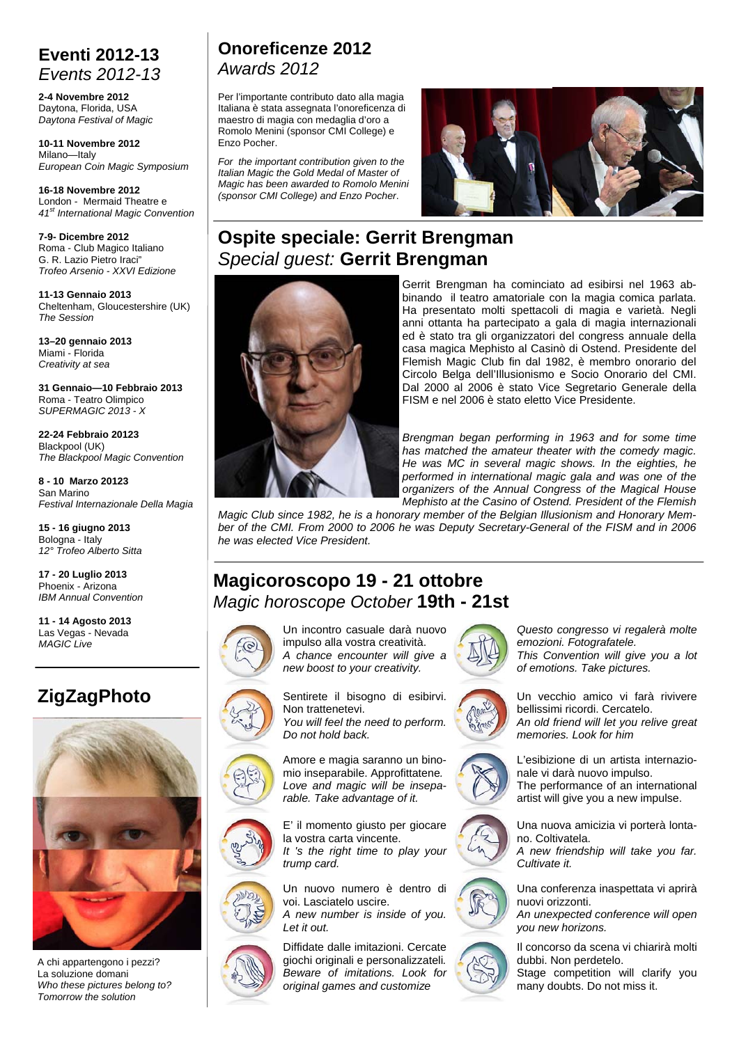## Eventi 2012-13
*Events 2012-13*

**2-4 Novembre 2012**
Daytona, Florida, USA
*Daytona Festival of Magic*

**10-11 Novembre 2012**
Milano—Italy
*European Coin Magic Symposium*

**16-18 Novembre 2012**
London - Mermaid Theatre e
*41st International Magic Convention*

**7-9- Dicembre 2012**
Roma - Club Magico Italiano
G. R. Lazio Pietro Iraci"
*Trofeo Arsenio - XXVI Edizione*

**11-13 Gennaio 2013**
Cheltenham, Gloucestershire (UK)
*The Session*

**13–20 gennaio 2013**
Miami - Florida
*Creativity at sea*

**31 Gennaio—10 Febbraio 2013**
Roma - Teatro Olimpico
*SUPERMAGIC 2013 - X*

**22-24 Febbraio 20123**
Blackpool (UK)
*The Blackpool Magic Convention*

**8 - 10 Marzo 20123**
San Marino
*Festival Internazionale Della Magia*

**15 - 16 giugno 2013**
Bologna - Italy
*12° Trofeo Alberto Sitta*

**17 - 20 Luglio 2013**
Phoenix - Arizona
*IBM Annual Convention*

**11 - 14 Agosto 2013**
Las Vegas - Nevada
*MAGIC Live*

## ZigZagPhoto

A chi appartengono i pezzi?
La soluzione domani
*Who these pictures belong to?*
*Tomorrow the solution*

## Onoreficenze 2012
*Awards 2012*

Per l'importante contributo dato alla magia Italiana è stata assegnata l'onoreficenza di maestro di magia con medaglia d'oro a Romolo Menini (sponsor CMI College) e Enzo Pocher.

*For the important contribution given to the Italian Magic the Gold Medal of Master of Magic has been awarded to Romolo Menini (sponsor CMI College) and Enzo Pocher.*

## Ospite speciale: Gerrit Brengman
*Special guest:* **Gerrit Brengman**

Gerrit Brengman ha cominciato ad esibirsi nel 1963 abbinando il teatro amatoriale con la magia comica parlata. Ha presentato molti spettacoli di magia e varietà. Negli anni ottanta ha partecipato a gala di magia internazionali ed è stato tra gli organizzatori del congress annuale della casa magica Mephisto al Casinò di Ostend. Presidente del Flemish Magic Club fin dal 1982, è membro onorario del Circolo Belga dell'Illusionismo e Socio Onorario del CMI. Dal 2000 al 2006 è stato Vice Segretario Generale della FISM e nel 2006 è stato eletto Vice Presidente.

*Brengman began performing in 1963 and for some time has matched the amateur theater with the comedy magic. He was MC in several magic shows. In the eighties, he performed in international magic gala and was one of the organizers of the Annual Congress of the Magical House Mephisto at the Casino of Ostend. President of the Flemish Magic Club since 1982, he is a honorary member of the Belgian Illusionism and Honorary Member of the CMI. From 2000 to 2006 he was Deputy Secretary-General of the FISM and in 2006 he was elected Vice President.*

## Magicoroscopo 19 - 21 ottobre
*Magic horoscope October* **19th - 21st**

Un incontro casuale darà nuovo impulso alla vostra creatività.
*A chance encounter will give a new boost to your creativity.*

Sentirete il bisogno di esibirvi. Non trattenetevi.
*You will feel the need to perform. Do not hold back.*

Amore e magia saranno un binomio inseparabile. Approfittatene.
*Love and magic will be inseparable. Take advantage of it.*

E' il momento giusto per giocare la vostra carta vincente.
*It 's the right time to play your trump card.*

Un nuovo numero è dentro di voi. Lasciatelo uscire.
*A new number is inside of you. Let it out.*

Diffidate dalle imitazioni. Cercate giochi originali e personalizzateli.
*Beware of imitations. Look for original games and customize*

*Questo congresso vi regalerà molte emozioni. Fotografatele.*
*This Convention will give you a lot of emotions. Take pictures.*

Un vecchio amico vi farà rivivere bellissimi ricordi. Cercatelo.
*An old friend will let you relive great memories. Look for him*

L'esibizione di un artista internazionale vi darà nuovo impulso.
The performance of an international artist will give you a new impulse.

Una nuova amicizia vi porterà lontano. Coltivatela.
*A new friendship will take you far. Cultivate it.*

Una conferenza inaspettata vi aprirà nuovi orizzonti.
*An unexpected conference will open you new horizons.*

Il concorso da scena vi chiarirà molti dubbi. Non perdetelo.
Stage competition will clarify you many doubts. Do not miss it.